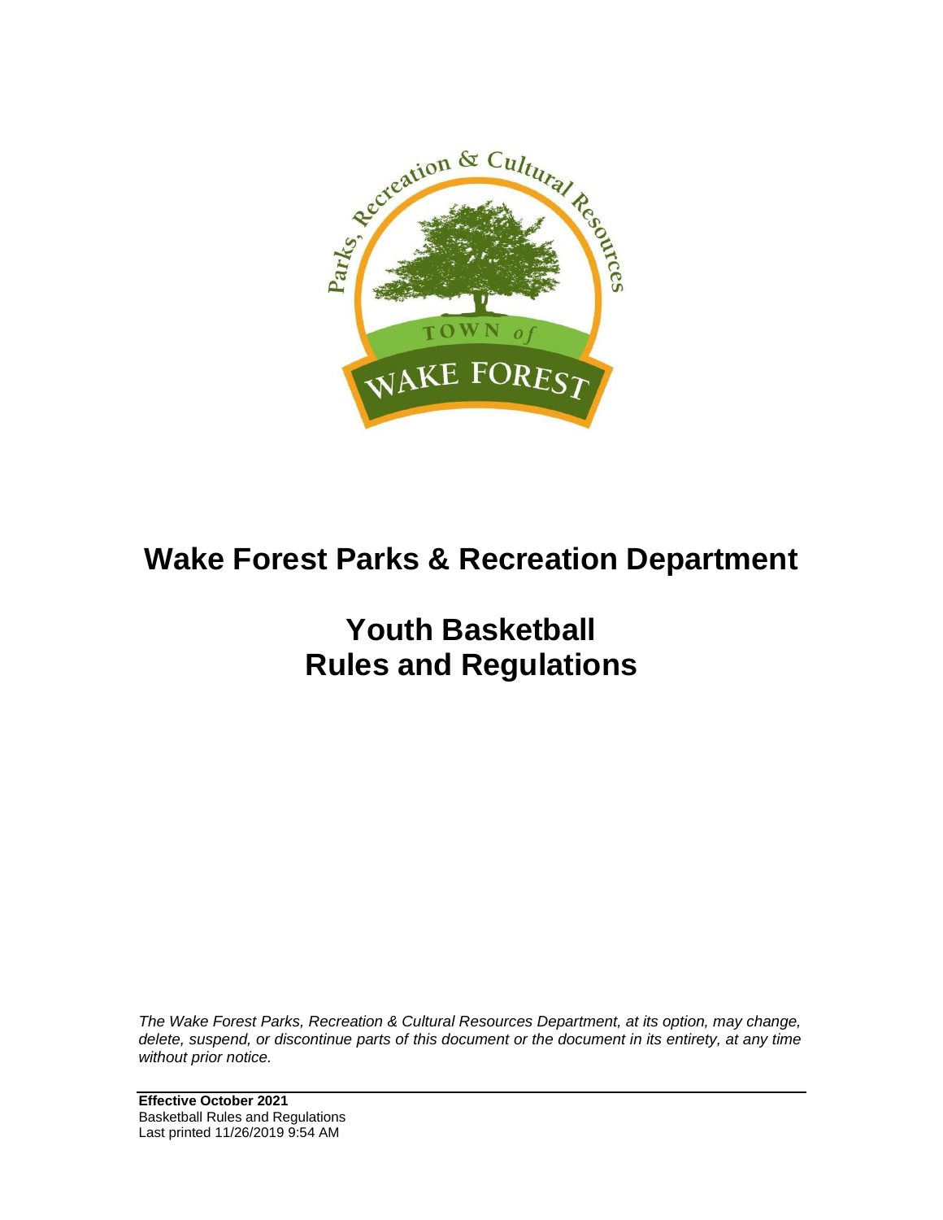# Wake Forest Parks & Recreation Department

# Youth Basketball Rules and Regulations

*The Wake Forest Parks, Recreation & Cultural Resources Department, at its option, may change, delete, suspend, or discontinue parts of this document or the document in its entirety, at any time without prior notice.*

**Effective October 2021**
Basketball Rules and Regulations
Last printed 11/26/2019 9:54 AM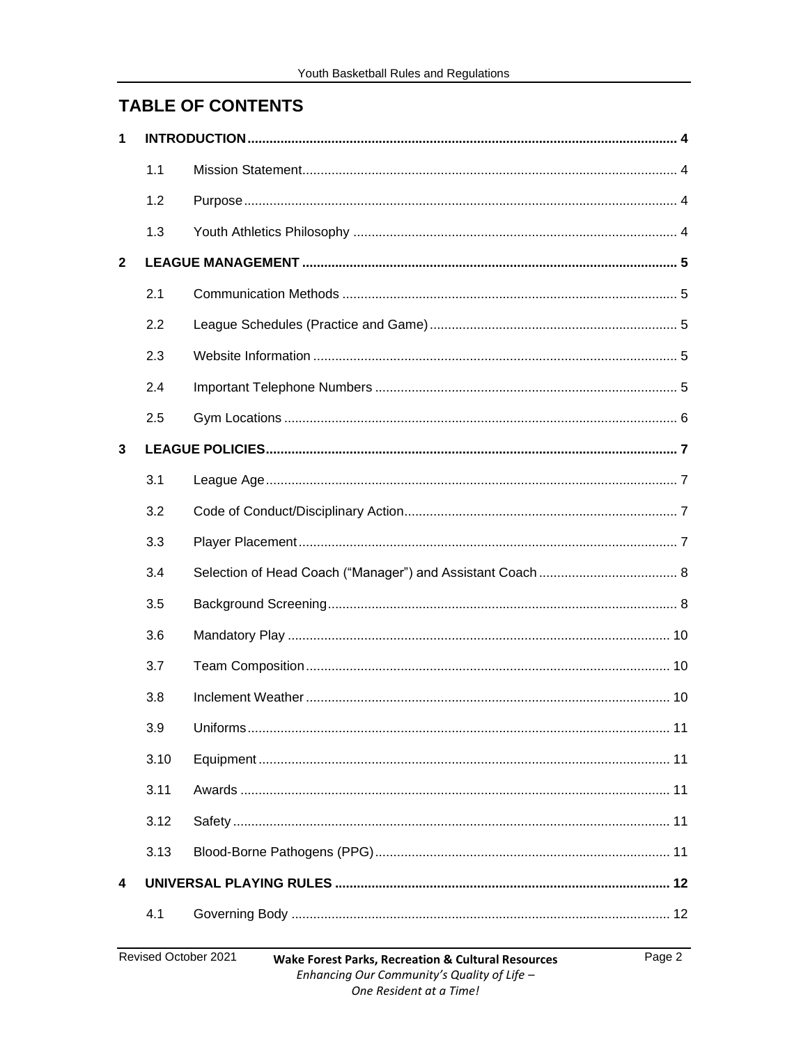## TABLE OF CONTENTS

| | | | |
|---|---|---|---|
| **1** | **INTRODUCTION** | | **4** |
| | 1.1 | Mission Statement | 4 |
| | 1.2 | Purpose | 4 |
| | 1.3 | Youth Athletics Philosophy | 4 |
| **2** | **LEAGUE MANAGEMENT** | | **5** |
| | 2.1 | Communication Methods | 5 |
| | 2.2 | League Schedules (Practice and Game) | 5 |
| | 2.3 | Website Information | 5 |
| | 2.4 | Important Telephone Numbers | 5 |
| | 2.5 | Gym Locations | 6 |
| **3** | **LEAGUE POLICIES** | | **7** |
| | 3.1 | League Age | 7 |
| | 3.2 | Code of Conduct/Disciplinary Action | 7 |
| | 3.3 | Player Placement | 7 |
| | 3.4 | Selection of Head Coach ("Manager") and Assistant Coach | 8 |
| | 3.5 | Background Screening | 8 |
| | 3.6 | Mandatory Play | 10 |
| | 3.7 | Team Composition | 10 |
| | 3.8 | Inclement Weather | 10 |
| | 3.9 | Uniforms | 11 |
| | 3.10 | Equipment | 11 |
| | 3.11 | Awards | 11 |
| | 3.12 | Safety | 11 |
| | 3.13 | Blood-Borne Pathogens (PPG) | 11 |
| **4** | **UNIVERSAL PLAYING RULES** | | **12** |
| | 4.1 | Governing Body | 12 |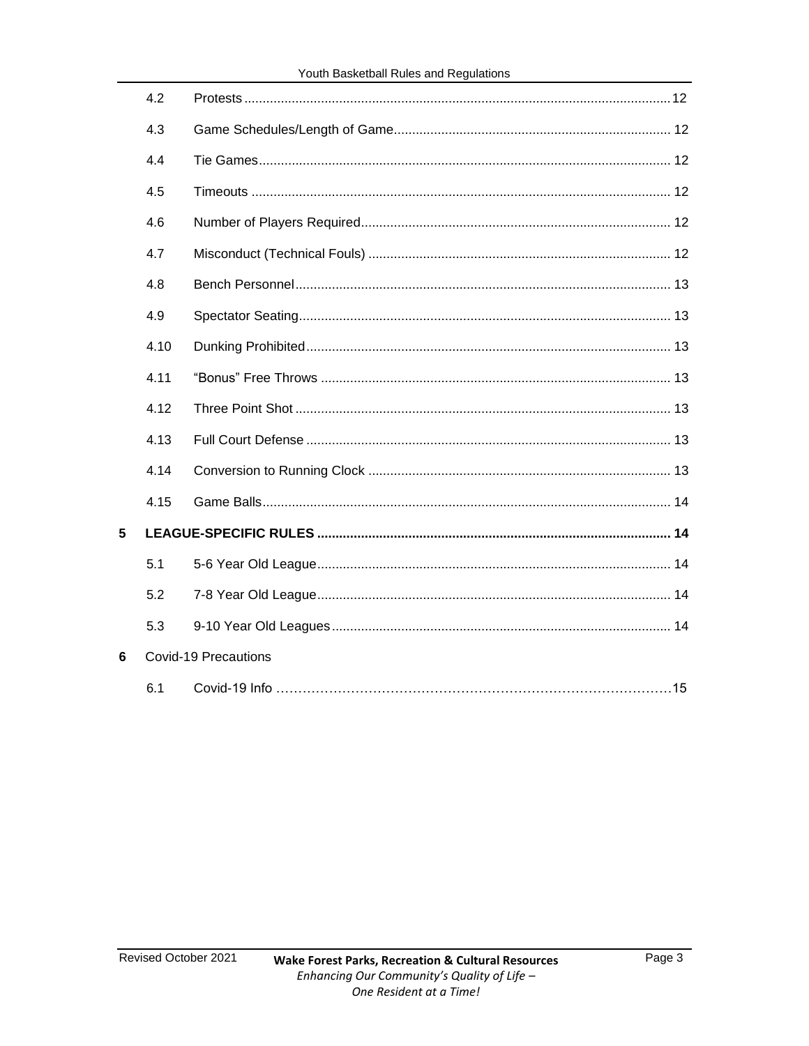| | | |
|---|---|---|
| 4.2 | Protests | 12 |
| 4.3 | Game Schedules/Length of Game | 12 |
| 4.4 | Tie Games | 12 |
| 4.5 | Timeouts | 12 |
| 4.6 | Number of Players Required | 12 |
| 4.7 | Misconduct (Technical Fouls) | 12 |
| 4.8 | Bench Personnel | 13 |
| 4.9 | Spectator Seating | 13 |
| 4.10 | Dunking Prohibited | 13 |
| 4.11 | "Bonus" Free Throws | 13 |
| 4.12 | Three Point Shot | 13 |
| 4.13 | Full Court Defense | 13 |
| 4.14 | Conversion to Running Clock | 13 |
| 4.15 | Game Balls | 14 |
| **5** | **LEAGUE-SPECIFIC RULES** | **14** |
| 5.1 | 5-6 Year Old League | 14 |
| 5.2 | 7-8 Year Old League | 14 |
| 5.3 | 9-10 Year Old Leagues | 14 |
| **6** | Covid-19 Precautions | |
| 6.1 | Covid-19 Info | 15 |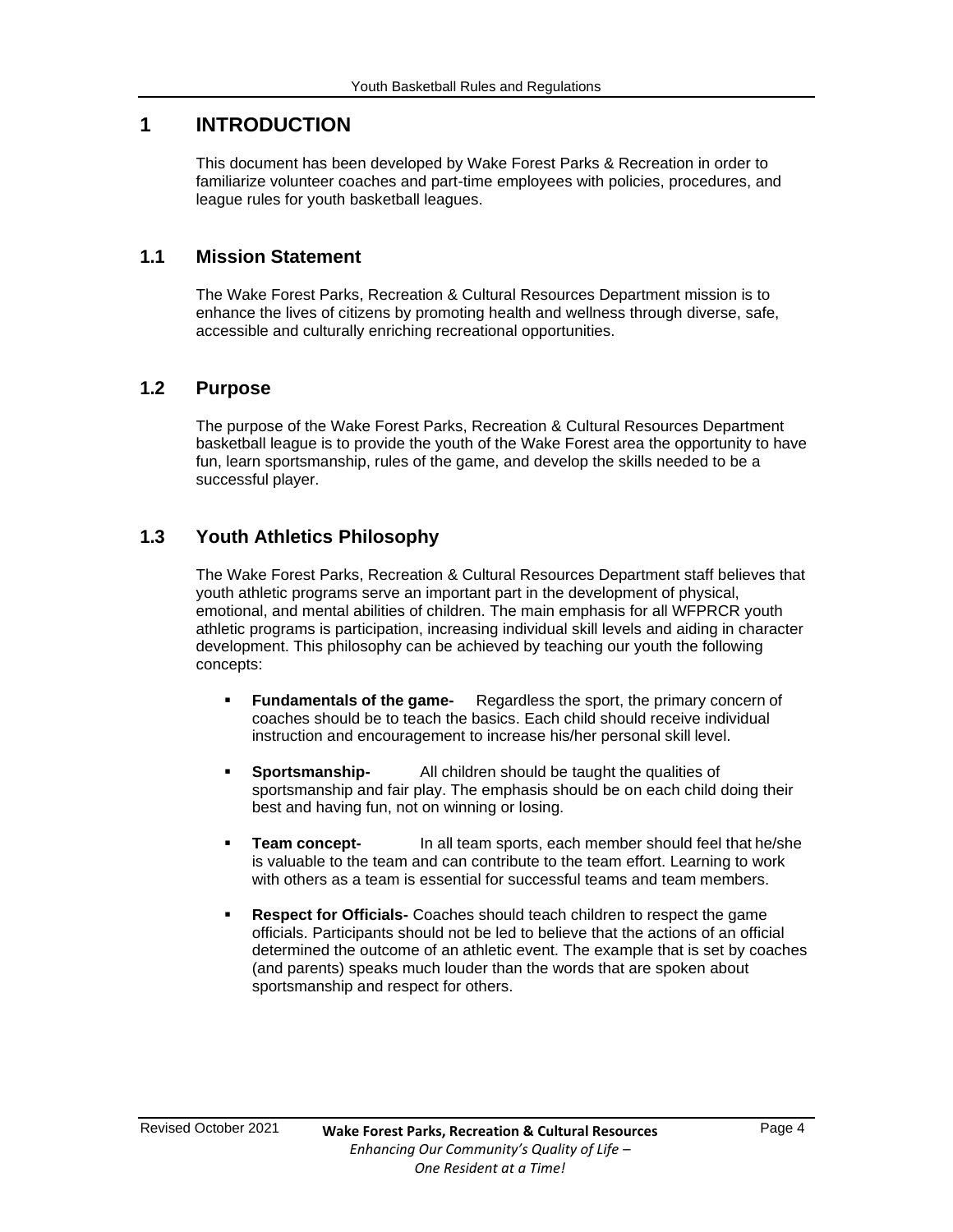# 1 INTRODUCTION

This document has been developed by Wake Forest Parks & Recreation in order to familiarize volunteer coaches and part-time employees with policies, procedures, and league rules for youth basketball leagues.

## 1.1 Mission Statement

The Wake Forest Parks, Recreation & Cultural Resources Department mission is to enhance the lives of citizens by promoting health and wellness through diverse, safe, accessible and culturally enriching recreational opportunities.

## 1.2 Purpose

The purpose of the Wake Forest Parks, Recreation & Cultural Resources Department basketball league is to provide the youth of the Wake Forest area the opportunity to have fun, learn sportsmanship, rules of the game, and develop the skills needed to be a successful player.

## 1.3 Youth Athletics Philosophy

The Wake Forest Parks, Recreation & Cultural Resources Department staff believes that youth athletic programs serve an important part in the development of physical, emotional, and mental abilities of children. The main emphasis for all WFPRCR youth athletic programs is participation, increasing individual skill levels and aiding in character development. This philosophy can be achieved by teaching our youth the following concepts:

- **Fundamentals of the game-** Regardless the sport, the primary concern of coaches should be to teach the basics. Each child should receive individual instruction and encouragement to increase his/her personal skill level.
- **Sportsmanship-** All children should be taught the qualities of sportsmanship and fair play. The emphasis should be on each child doing their best and having fun, not on winning or losing.
- **Team concept-** In all team sports, each member should feel that he/she is valuable to the team and can contribute to the team effort. Learning to work with others as a team is essential for successful teams and team members.
- **Respect for Officials-** Coaches should teach children to respect the game officials. Participants should not be led to believe that the actions of an official determined the outcome of an athletic event. The example that is set by coaches (and parents) speaks much louder than the words that are spoken about sportsmanship and respect for others.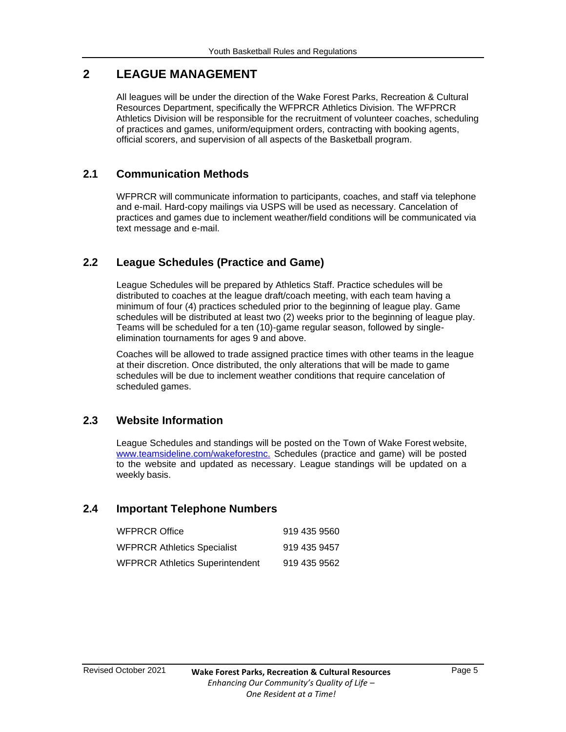# 2 LEAGUE MANAGEMENT

All leagues will be under the direction of the Wake Forest Parks, Recreation & Cultural Resources Department, specifically the WFPRCR Athletics Division. The WFPRCR Athletics Division will be responsible for the recruitment of volunteer coaches, scheduling of practices and games, uniform/equipment orders, contracting with booking agents, official scorers, and supervision of all aspects of the Basketball program.

## 2.1 Communication Methods

WFPRCR will communicate information to participants, coaches, and staff via telephone and e-mail. Hard-copy mailings via USPS will be used as necessary. Cancelation of practices and games due to inclement weather/field conditions will be communicated via text message and e-mail.

## 2.2 League Schedules (Practice and Game)

League Schedules will be prepared by Athletics Staff. Practice schedules will be distributed to coaches at the league draft/coach meeting, with each team having a minimum of four (4) practices scheduled prior to the beginning of league play. Game schedules will be distributed at least two (2) weeks prior to the beginning of league play. Teams will be scheduled for a ten (10)-game regular season, followed by single-elimination tournaments for ages 9 and above.

Coaches will be allowed to trade assigned practice times with other teams in the league at their discretion. Once distributed, the only alterations that will be made to game schedules will be due to inclement weather conditions that require cancelation of scheduled games.

## 2.3 Website Information

League Schedules and standings will be posted on the Town of Wake Forest website, www.teamsideline.com/wakeforestnc. Schedules (practice and game) will be posted to the website and updated as necessary. League standings will be updated on a weekly basis.

## 2.4 Important Telephone Numbers

| | |
|---|---|
| WFPRCR Office | 919 435 9560 |
| WFPRCR Athletics Specialist | 919 435 9457 |
| WFPRCR Athletics Superintendent | 919 435 9562 |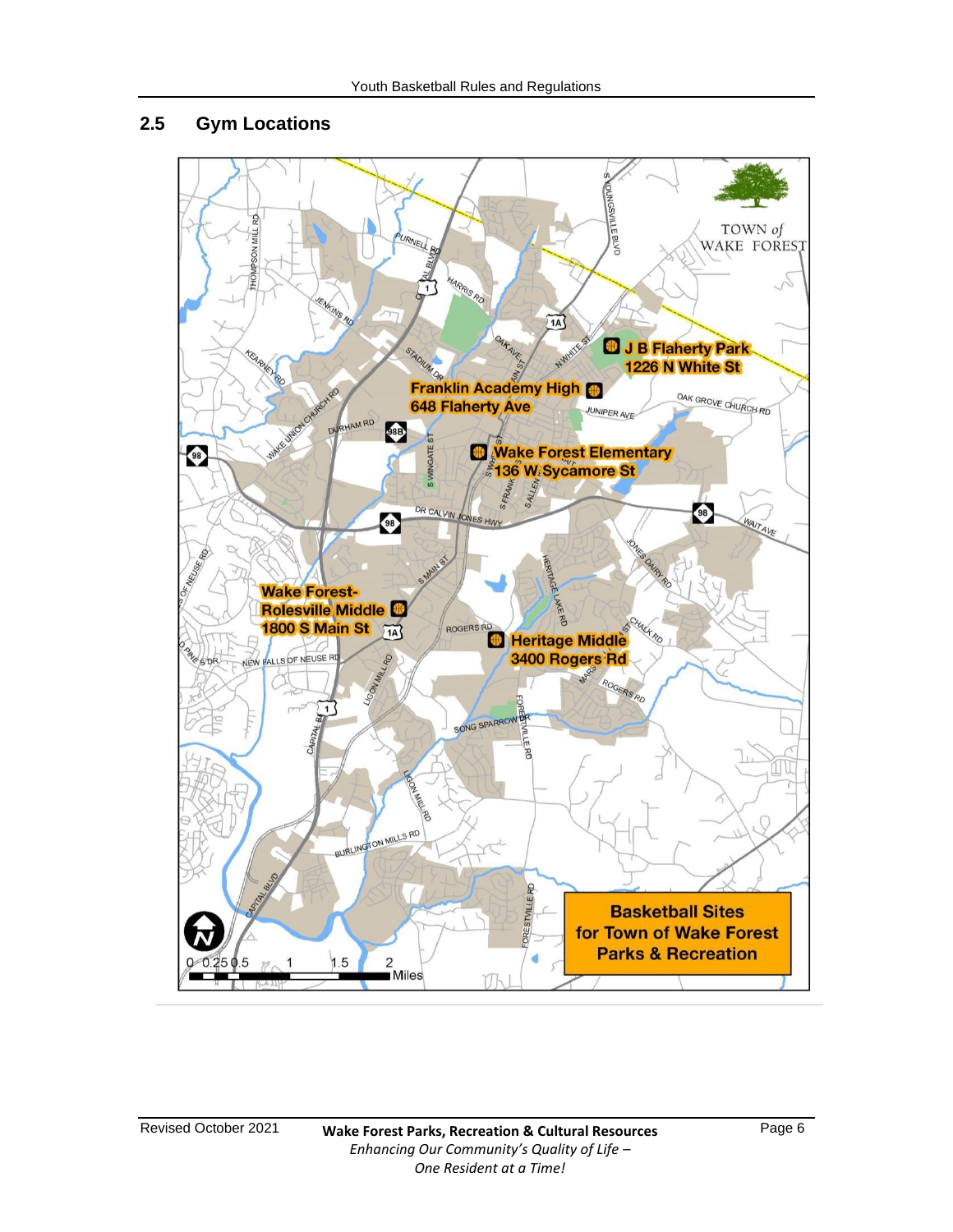## 2.5 Gym Locations

**J B Flaherty Park**
1226 N White St

**Franklin Academy High**
648 Flaherty Ave

**Wake Forest Elementary**
136 W Sycamore St

**Wake Forest-Rolesville Middle**
1800 S Main St

**Heritage Middle**
3400 Rogers Rd

**Basketball Sites for Town of Wake Forest Parks & Recreation**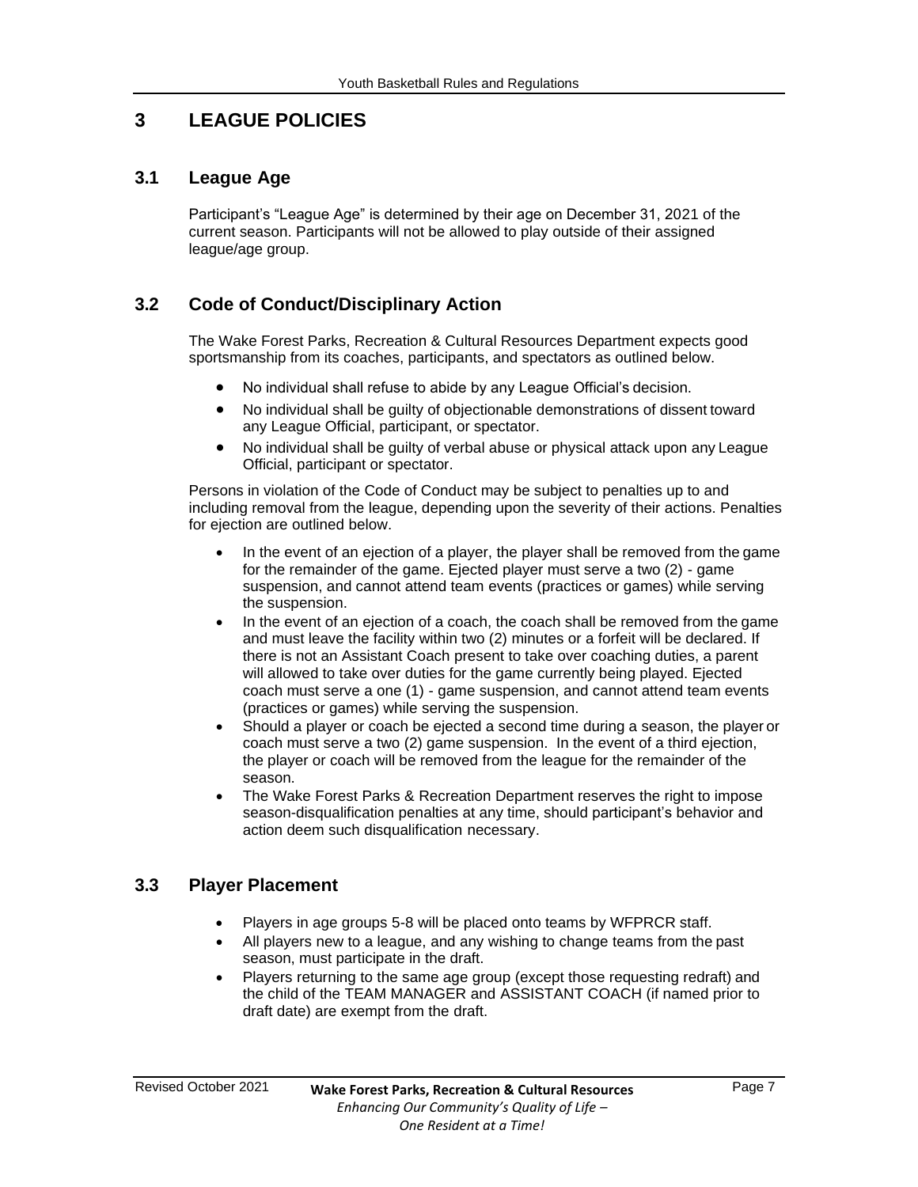# 3 LEAGUE POLICIES

## 3.1 League Age

Participant's "League Age" is determined by their age on December 31, 2021 of the current season. Participants will not be allowed to play outside of their assigned league/age group.

## 3.2 Code of Conduct/Disciplinary Action

The Wake Forest Parks, Recreation & Cultural Resources Department expects good sportsmanship from its coaches, participants, and spectators as outlined below.

- No individual shall refuse to abide by any League Official's decision.
- No individual shall be guilty of objectionable demonstrations of dissent toward any League Official, participant, or spectator.
- No individual shall be guilty of verbal abuse or physical attack upon any League Official, participant or spectator.

Persons in violation of the Code of Conduct may be subject to penalties up to and including removal from the league, depending upon the severity of their actions. Penalties for ejection are outlined below.

- In the event of an ejection of a player, the player shall be removed from the game for the remainder of the game. Ejected player must serve a two (2) - game suspension, and cannot attend team events (practices or games) while serving the suspension.
- In the event of an ejection of a coach, the coach shall be removed from the game and must leave the facility within two (2) minutes or a forfeit will be declared. If there is not an Assistant Coach present to take over coaching duties, a parent will allowed to take over duties for the game currently being played. Ejected coach must serve a one (1) - game suspension, and cannot attend team events (practices or games) while serving the suspension.
- Should a player or coach be ejected a second time during a season, the player or coach must serve a two (2) game suspension. In the event of a third ejection, the player or coach will be removed from the league for the remainder of the season.
- The Wake Forest Parks & Recreation Department reserves the right to impose season-disqualification penalties at any time, should participant's behavior and action deem such disqualification necessary.

## 3.3 Player Placement

- Players in age groups 5-8 will be placed onto teams by WFPRCR staff.
- All players new to a league, and any wishing to change teams from the past season, must participate in the draft.
- Players returning to the same age group (except those requesting redraft) and the child of the TEAM MANAGER and ASSISTANT COACH (if named prior to draft date) are exempt from the draft.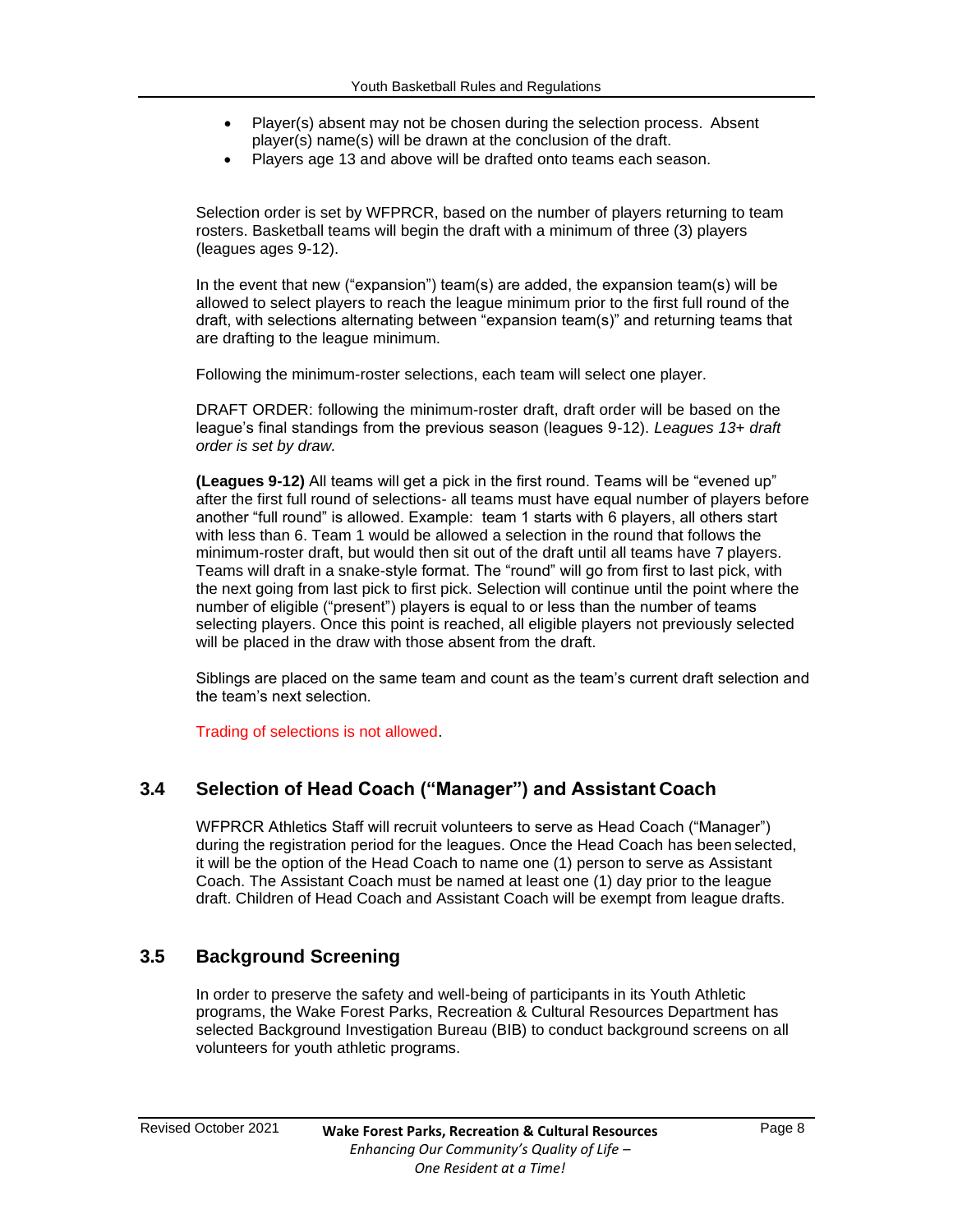- Player(s) absent may not be chosen during the selection process. Absent player(s) name(s) will be drawn at the conclusion of the draft.
- Players age 13 and above will be drafted onto teams each season.

Selection order is set by WFPRCR, based on the number of players returning to team rosters. Basketball teams will begin the draft with a minimum of three (3) players (leagues ages 9-12).

In the event that new ("expansion") team(s) are added, the expansion team(s) will be allowed to select players to reach the league minimum prior to the first full round of the draft, with selections alternating between "expansion team(s)" and returning teams that are drafting to the league minimum.

Following the minimum-roster selections, each team will select one player.

DRAFT ORDER: following the minimum-roster draft, draft order will be based on the league's final standings from the previous season (leagues 9-12). *Leagues 13+ draft order is set by draw.*

**(Leagues 9-12)** All teams will get a pick in the first round. Teams will be "evened up" after the first full round of selections- all teams must have equal number of players before another "full round" is allowed. Example: team 1 starts with 6 players, all others start with less than 6. Team 1 would be allowed a selection in the round that follows the minimum-roster draft, but would then sit out of the draft until all teams have 7 players. Teams will draft in a snake-style format. The "round" will go from first to last pick, with the next going from last pick to first pick. Selection will continue until the point where the number of eligible ("present") players is equal to or less than the number of teams selecting players. Once this point is reached, all eligible players not previously selected will be placed in the draw with those absent from the draft.

Siblings are placed on the same team and count as the team's current draft selection and the team's next selection.

Trading of selections is not allowed.

## 3.4 Selection of Head Coach ("Manager") and Assistant Coach

WFPRCR Athletics Staff will recruit volunteers to serve as Head Coach ("Manager") during the registration period for the leagues. Once the Head Coach has been selected, it will be the option of the Head Coach to name one (1) person to serve as Assistant Coach. The Assistant Coach must be named at least one (1) day prior to the league draft. Children of Head Coach and Assistant Coach will be exempt from league drafts.

## 3.5 Background Screening

In order to preserve the safety and well-being of participants in its Youth Athletic programs, the Wake Forest Parks, Recreation & Cultural Resources Department has selected Background Investigation Bureau (BIB) to conduct background screens on all volunteers for youth athletic programs.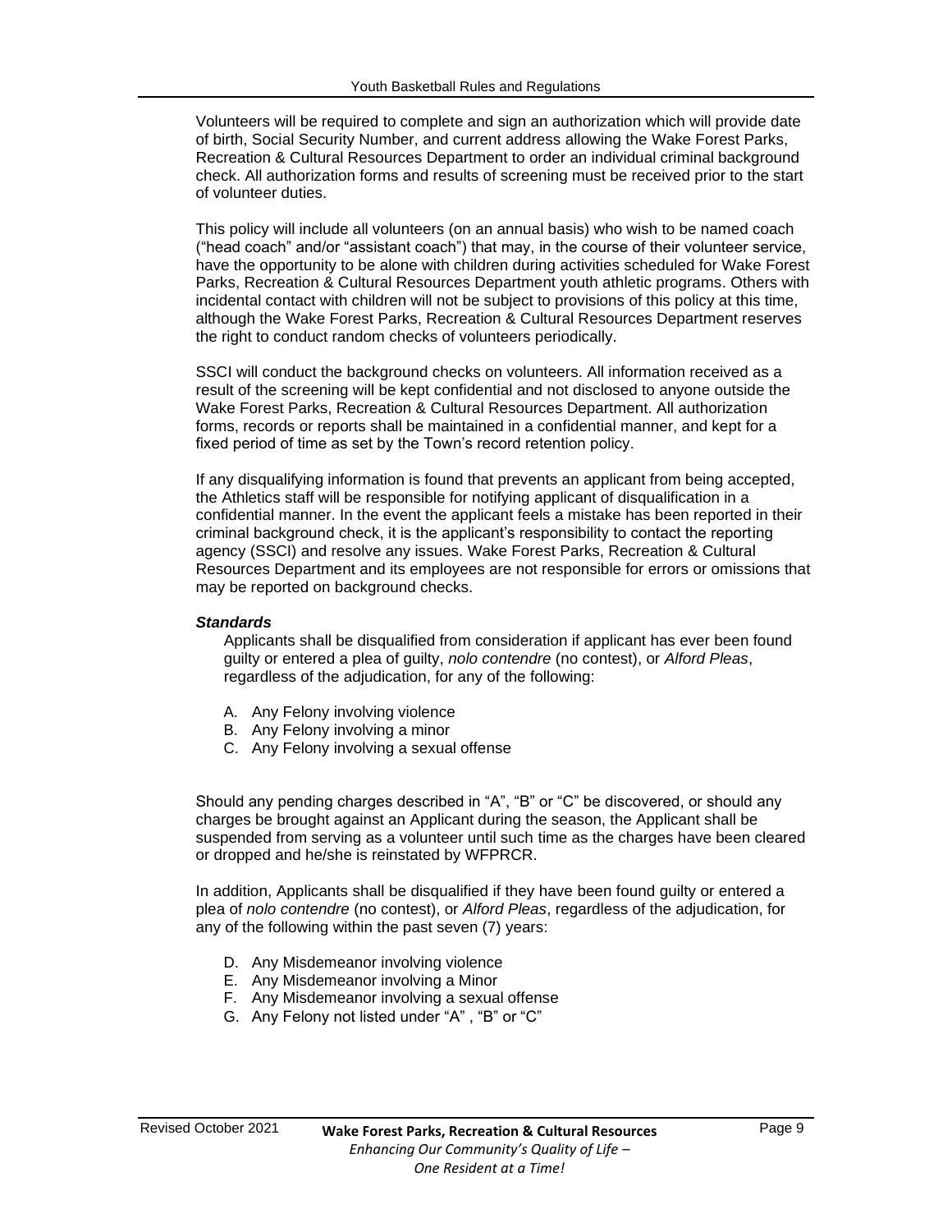Volunteers will be required to complete and sign an authorization which will provide date of birth, Social Security Number, and current address allowing the Wake Forest Parks, Recreation & Cultural Resources Department to order an individual criminal background check. All authorization forms and results of screening must be received prior to the start of volunteer duties.

This policy will include all volunteers (on an annual basis) who wish to be named coach ("head coach" and/or "assistant coach") that may, in the course of their volunteer service, have the opportunity to be alone with children during activities scheduled for Wake Forest Parks, Recreation & Cultural Resources Department youth athletic programs. Others with incidental contact with children will not be subject to provisions of this policy at this time, although the Wake Forest Parks, Recreation & Cultural Resources Department reserves the right to conduct random checks of volunteers periodically.

SSCI will conduct the background checks on volunteers. All information received as a result of the screening will be kept confidential and not disclosed to anyone outside the Wake Forest Parks, Recreation & Cultural Resources Department. All authorization forms, records or reports shall be maintained in a confidential manner, and kept for a fixed period of time as set by the Town's record retention policy.

If any disqualifying information is found that prevents an applicant from being accepted, the Athletics staff will be responsible for notifying applicant of disqualification in a confidential manner. In the event the applicant feels a mistake has been reported in their criminal background check, it is the applicant's responsibility to contact the reporting agency (SSCI) and resolve any issues. Wake Forest Parks, Recreation & Cultural Resources Department and its employees are not responsible for errors or omissions that may be reported on background checks.

***Standards***

Applicants shall be disqualified from consideration if applicant has ever been found guilty or entered a plea of guilty, *nolo contendre* (no contest), or *Alford Pleas*, regardless of the adjudication, for any of the following:

A. Any Felony involving violence
B. Any Felony involving a minor
C. Any Felony involving a sexual offense

Should any pending charges described in "A", "B" or "C" be discovered, or should any charges be brought against an Applicant during the season, the Applicant shall be suspended from serving as a volunteer until such time as the charges have been cleared or dropped and he/she is reinstated by WFPRCR.

In addition, Applicants shall be disqualified if they have been found guilty or entered a plea of *nolo contendre* (no contest), or *Alford Pleas*, regardless of the adjudication, for any of the following within the past seven (7) years:

D. Any Misdemeanor involving violence
E. Any Misdemeanor involving a Minor
F. Any Misdemeanor involving a sexual offense
G. Any Felony not listed under "A" , "B" or "C"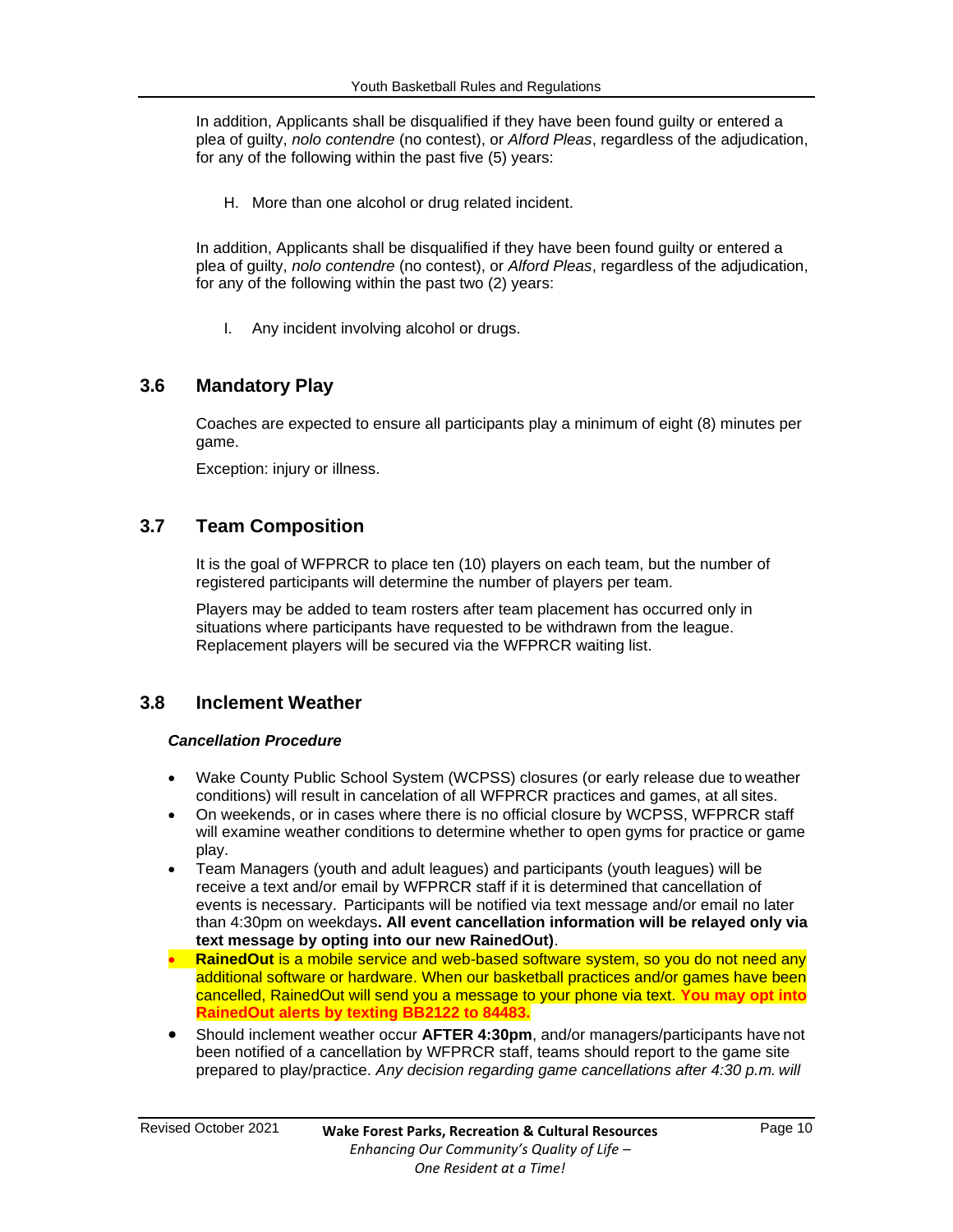In addition, Applicants shall be disqualified if they have been found guilty or entered a plea of guilty, *nolo contendre* (no contest), or *Alford Pleas*, regardless of the adjudication, for any of the following within the past five (5) years:

H. More than one alcohol or drug related incident.

In addition, Applicants shall be disqualified if they have been found guilty or entered a plea of guilty, *nolo contendre* (no contest), or *Alford Pleas*, regardless of the adjudication, for any of the following within the past two (2) years:

I. Any incident involving alcohol or drugs.

## 3.6 Mandatory Play

Coaches are expected to ensure all participants play a minimum of eight (8) minutes per game.

Exception: injury or illness.

## 3.7 Team Composition

It is the goal of WFPRCR to place ten (10) players on each team, but the number of registered participants will determine the number of players per team.

Players may be added to team rosters after team placement has occurred only in situations where participants have requested to be withdrawn from the league. Replacement players will be secured via the WFPRCR waiting list.

## 3.8 Inclement Weather

***Cancellation Procedure***

- Wake County Public School System (WCPSS) closures (or early release due to weather conditions) will result in cancelation of all WFPRCR practices and games, at all sites.
- On weekends, or in cases where there is no official closure by WCPSS, WFPRCR staff will examine weather conditions to determine whether to open gyms for practice or game play.
- Team Managers (youth and adult leagues) and participants (youth leagues) will be receive a text and/or email by WFPRCR staff if it is determined that cancellation of events is necessary. Participants will be notified via text message and/or email no later than 4:30pm on weekdays**. All event cancellation information will be relayed only via text message by opting into our new RainedOut)**.
- **RainedOut** is a mobile service and web-based software system, so you do not need any additional software or hardware. When our basketball practices and/or games have been cancelled, RainedOut will send you a message to your phone via text. **You may opt into RainedOut alerts by texting BB2122 to 84483.**
- Should inclement weather occur **AFTER 4:30pm**, and/or managers/participants have not been notified of a cancellation by WFPRCR staff, teams should report to the game site prepared to play/practice. *Any decision regarding game cancellations after 4:30 p.m. will*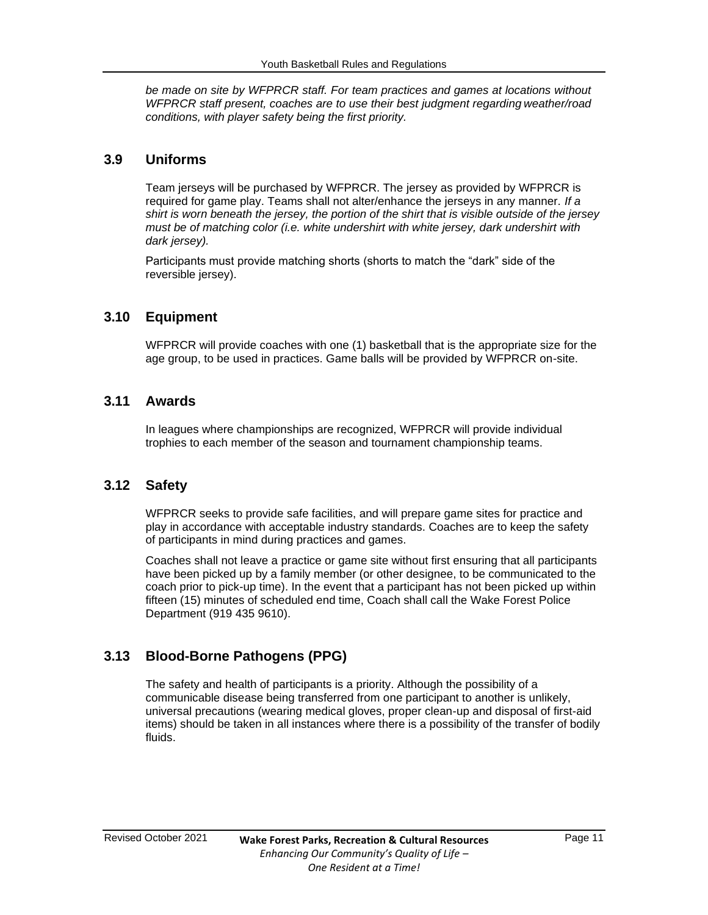*be made on site by WFPRCR staff. For team practices and games at locations without WFPRCR staff present, coaches are to use their best judgment regarding weather/road conditions, with player safety being the first priority.*

## 3.9 Uniforms

Team jerseys will be purchased by WFPRCR. The jersey as provided by WFPRCR is required for game play. Teams shall not alter/enhance the jerseys in any manner. *If a shirt is worn beneath the jersey, the portion of the shirt that is visible outside of the jersey must be of matching color (i.e. white undershirt with white jersey, dark undershirt with dark jersey).*

Participants must provide matching shorts (shorts to match the "dark" side of the reversible jersey).

## 3.10 Equipment

WFPRCR will provide coaches with one (1) basketball that is the appropriate size for the age group, to be used in practices. Game balls will be provided by WFPRCR on-site.

## 3.11 Awards

In leagues where championships are recognized, WFPRCR will provide individual trophies to each member of the season and tournament championship teams.

## 3.12 Safety

WFPRCR seeks to provide safe facilities, and will prepare game sites for practice and play in accordance with acceptable industry standards. Coaches are to keep the safety of participants in mind during practices and games.

Coaches shall not leave a practice or game site without first ensuring that all participants have been picked up by a family member (or other designee, to be communicated to the coach prior to pick-up time). In the event that a participant has not been picked up within fifteen (15) minutes of scheduled end time, Coach shall call the Wake Forest Police Department (919 435 9610).

## 3.13 Blood-Borne Pathogens (PPG)

The safety and health of participants is a priority. Although the possibility of a communicable disease being transferred from one participant to another is unlikely, universal precautions (wearing medical gloves, proper clean-up and disposal of first-aid items) should be taken in all instances where there is a possibility of the transfer of bodily fluids.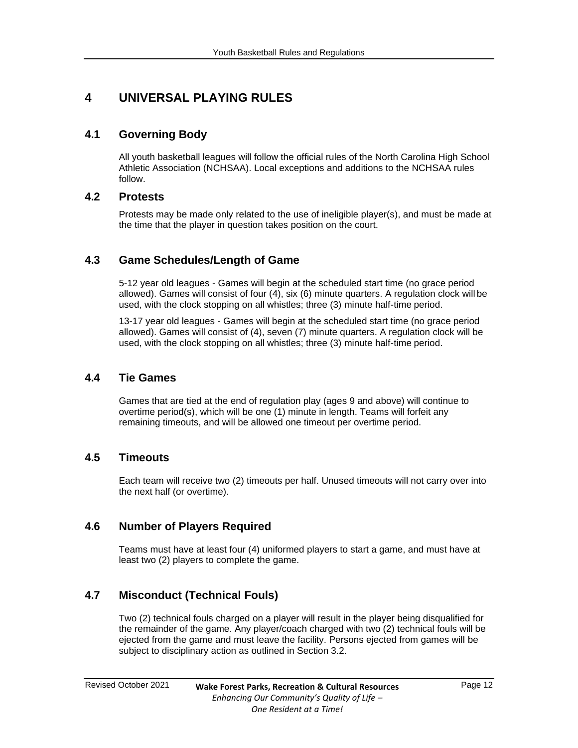# 4 UNIVERSAL PLAYING RULES

## 4.1 Governing Body

All youth basketball leagues will follow the official rules of the North Carolina High School Athletic Association (NCHSAA). Local exceptions and additions to the NCHSAA rules follow.

## 4.2 Protests

Protests may be made only related to the use of ineligible player(s), and must be made at the time that the player in question takes position on the court.

## 4.3 Game Schedules/Length of Game

5-12 year old leagues - Games will begin at the scheduled start time (no grace period allowed). Games will consist of four (4), six (6) minute quarters. A regulation clock will be used, with the clock stopping on all whistles; three (3) minute half-time period.

13-17 year old leagues - Games will begin at the scheduled start time (no grace period allowed). Games will consist of (4), seven (7) minute quarters. A regulation clock will be used, with the clock stopping on all whistles; three (3) minute half-time period.

## 4.4 Tie Games

Games that are tied at the end of regulation play (ages 9 and above) will continue to overtime period(s), which will be one (1) minute in length. Teams will forfeit any remaining timeouts, and will be allowed one timeout per overtime period.

## 4.5 Timeouts

Each team will receive two (2) timeouts per half. Unused timeouts will not carry over into the next half (or overtime).

## 4.6 Number of Players Required

Teams must have at least four (4) uniformed players to start a game, and must have at least two (2) players to complete the game.

## 4.7 Misconduct (Technical Fouls)

Two (2) technical fouls charged on a player will result in the player being disqualified for the remainder of the game. Any player/coach charged with two (2) technical fouls will be ejected from the game and must leave the facility. Persons ejected from games will be subject to disciplinary action as outlined in Section 3.2.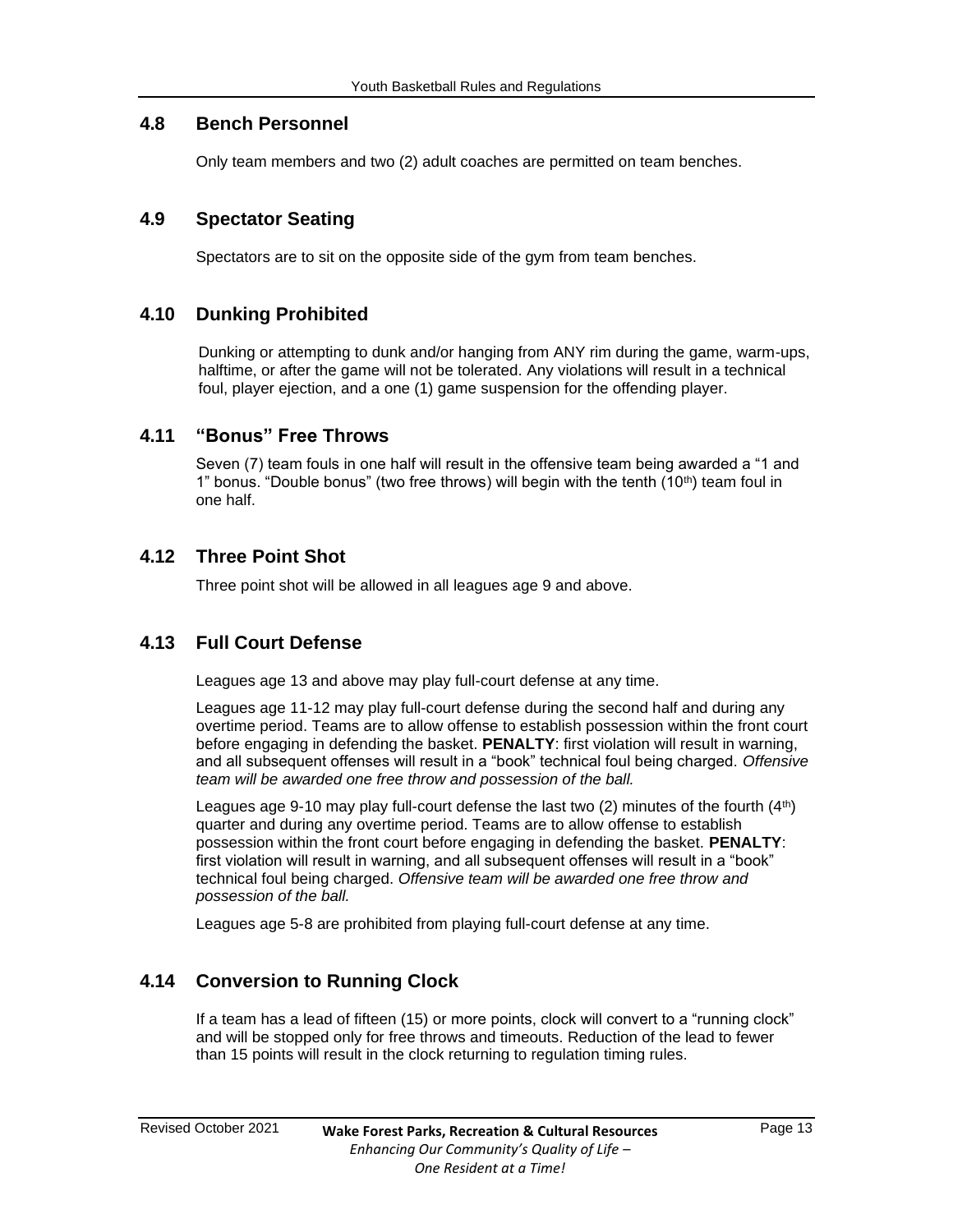## 4.8 Bench Personnel

Only team members and two (2) adult coaches are permitted on team benches.

## 4.9 Spectator Seating

Spectators are to sit on the opposite side of the gym from team benches.

## 4.10 Dunking Prohibited

Dunking or attempting to dunk and/or hanging from ANY rim during the game, warm-ups, halftime, or after the game will not be tolerated. Any violations will result in a technical foul, player ejection, and a one (1) game suspension for the offending player.

## 4.11 "Bonus" Free Throws

Seven (7) team fouls in one half will result in the offensive team being awarded a "1 and 1" bonus. "Double bonus" (two free throws) will begin with the tenth (10th) team foul in one half.

## 4.12 Three Point Shot

Three point shot will be allowed in all leagues age 9 and above.

## 4.13 Full Court Defense

Leagues age 13 and above may play full-court defense at any time.

Leagues age 11-12 may play full-court defense during the second half and during any overtime period. Teams are to allow offense to establish possession within the front court before engaging in defending the basket. **PENALTY**: first violation will result in warning, and all subsequent offenses will result in a "book" technical foul being charged. *Offensive team will be awarded one free throw and possession of the ball.*

Leagues age 9-10 may play full-court defense the last two (2) minutes of the fourth (4th) quarter and during any overtime period. Teams are to allow offense to establish possession within the front court before engaging in defending the basket. **PENALTY**: first violation will result in warning, and all subsequent offenses will result in a "book" technical foul being charged. *Offensive team will be awarded one free throw and possession of the ball.*

Leagues age 5-8 are prohibited from playing full-court defense at any time.

## 4.14 Conversion to Running Clock

If a team has a lead of fifteen (15) or more points, clock will convert to a "running clock" and will be stopped only for free throws and timeouts. Reduction of the lead to fewer than 15 points will result in the clock returning to regulation timing rules.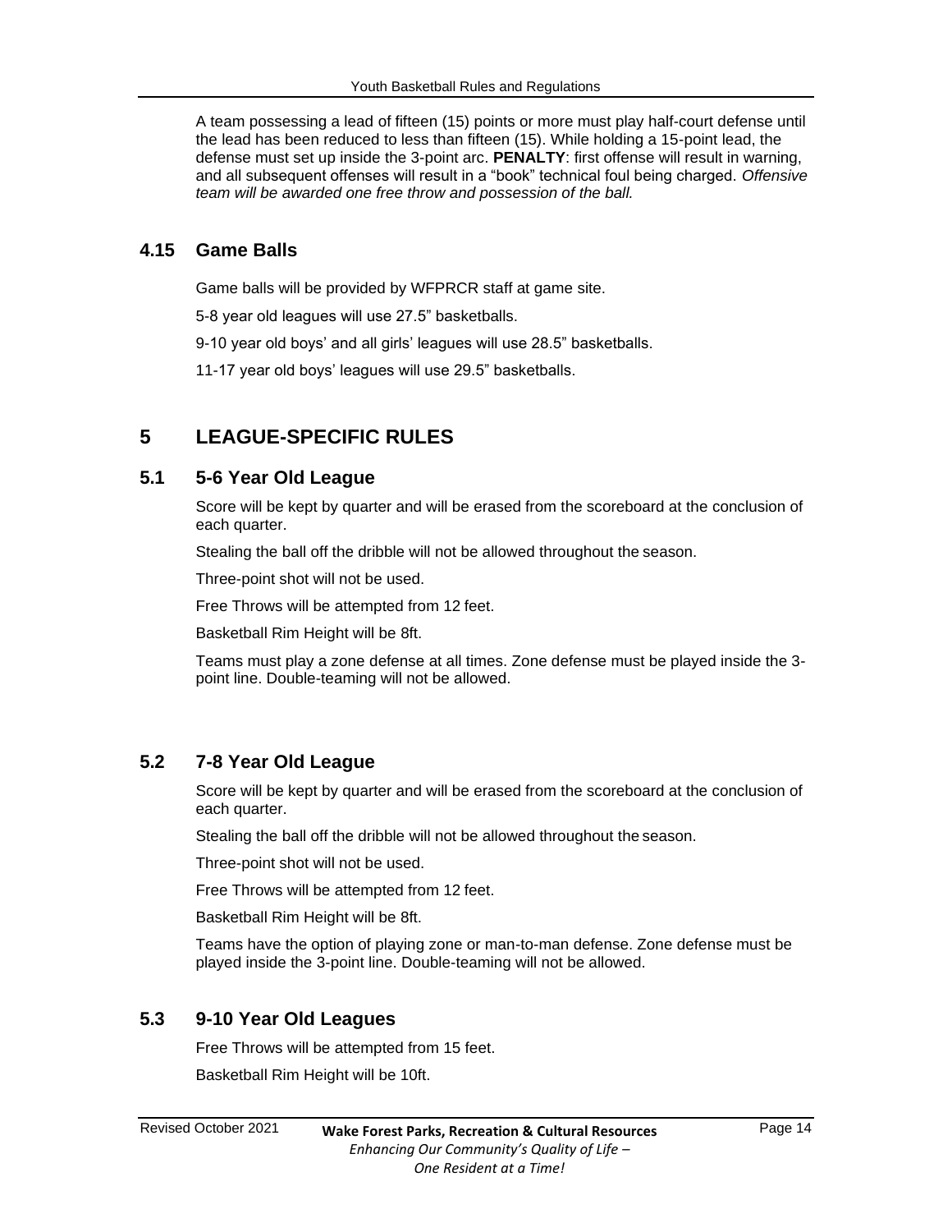A team possessing a lead of fifteen (15) points or more must play half-court defense until the lead has been reduced to less than fifteen (15). While holding a 15-point lead, the defense must set up inside the 3-point arc. **PENALTY**: first offense will result in warning, and all subsequent offenses will result in a "book" technical foul being charged. *Offensive team will be awarded one free throw and possession of the ball.*

### 4.15 Game Balls

Game balls will be provided by WFPRCR staff at game site.

5-8 year old leagues will use 27.5" basketballs.

9-10 year old boys' and all girls' leagues will use 28.5" basketballs.

11-17 year old boys' leagues will use 29.5" basketballs.

## 5 LEAGUE-SPECIFIC RULES

### 5.1 5-6 Year Old League

Score will be kept by quarter and will be erased from the scoreboard at the conclusion of each quarter.

Stealing the ball off the dribble will not be allowed throughout the season.

Three-point shot will not be used.

Free Throws will be attempted from 12 feet.

Basketball Rim Height will be 8ft.

Teams must play a zone defense at all times. Zone defense must be played inside the 3-point line. Double-teaming will not be allowed.

### 5.2 7-8 Year Old League

Score will be kept by quarter and will be erased from the scoreboard at the conclusion of each quarter.

Stealing the ball off the dribble will not be allowed throughout the season.

Three-point shot will not be used.

Free Throws will be attempted from 12 feet.

Basketball Rim Height will be 8ft.

Teams have the option of playing zone or man-to-man defense. Zone defense must be played inside the 3-point line. Double-teaming will not be allowed.

### 5.3 9-10 Year Old Leagues

Free Throws will be attempted from 15 feet.

Basketball Rim Height will be 10ft.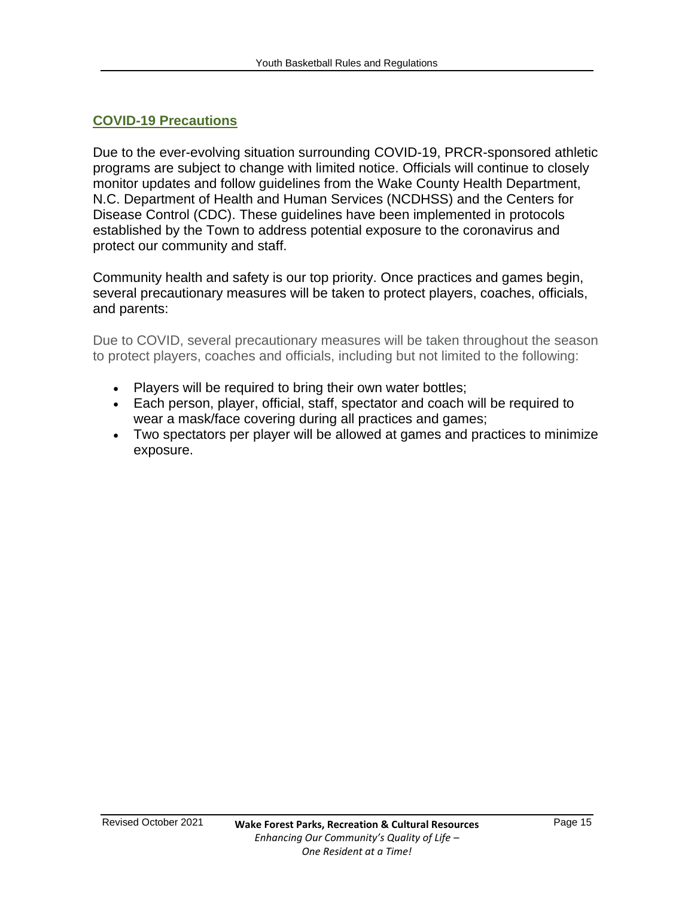## COVID-19 Precautions

Due to the ever-evolving situation surrounding COVID-19, PRCR-sponsored athletic programs are subject to change with limited notice. Officials will continue to closely monitor updates and follow guidelines from the Wake County Health Department, N.C. Department of Health and Human Services (NCDHSS) and the Centers for Disease Control (CDC). These guidelines have been implemented in protocols established by the Town to address potential exposure to the coronavirus and protect our community and staff.

Community health and safety is our top priority. Once practices and games begin, several precautionary measures will be taken to protect players, coaches, officials, and parents:

Due to COVID, several precautionary measures will be taken throughout the season to protect players, coaches and officials, including but not limited to the following:

- Players will be required to bring their own water bottles;
- Each person, player, official, staff, spectator and coach will be required to wear a mask/face covering during all practices and games;
- Two spectators per player will be allowed at games and practices to minimize exposure.